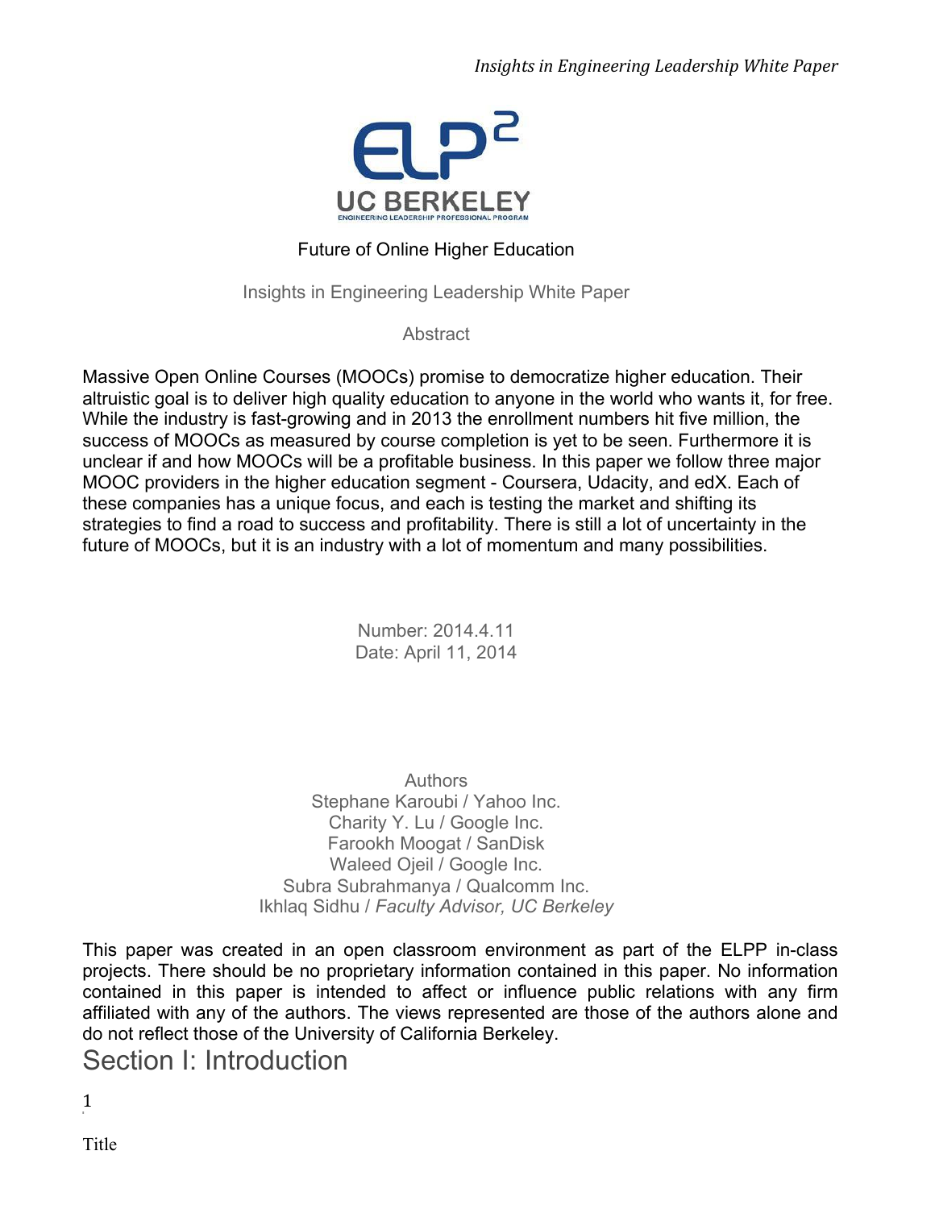# Future of Online Higher Education

Insights in Engineering Leadership White Paper

## Abstract

Massive Open Online Courses (MOOCs) promise to democratize higher education. Their altruistic goal is to deliver high quality education to anyone in the world who wants it, for free. While the industry is fast-growing and in 2013 the enrollment numbers hit five million, the success of MOOCs as measured by course completion is yet to be seen. Furthermore it is unclear if and how MOOCs will be a profitable business. In this paper we follow three major MOOC providers in the higher education segment - Coursera, Udacity, and edX. Each of these companies has a unique focus, and each is testing the market and shifting its strategies to find a road to success and profitability. There is still a lot of uncertainty in the future of MOOCs, but it is an industry with a lot of momentum and many possibilities.

Number: 2014.4.11
Date: April 11, 2014

Authors
Stephane Karoubi / Yahoo Inc.
Charity Y. Lu / Google Inc.
Farookh Moogat / SanDisk
Waleed Ojeil / Google Inc.
Subra Subrahmanya / Qualcomm Inc.
Ikhlaq Sidhu / *Faculty Advisor, UC Berkeley*

This paper was created in an open classroom environment as part of the ELPP in-class projects. There should be no proprietary information contained in this paper. No information contained in this paper is intended to affect or influence public relations with any firm affiliated with any of the authors. The views represented are those of the authors alone and do not reflect those of the University of California Berkeley.

## Section I: Introduction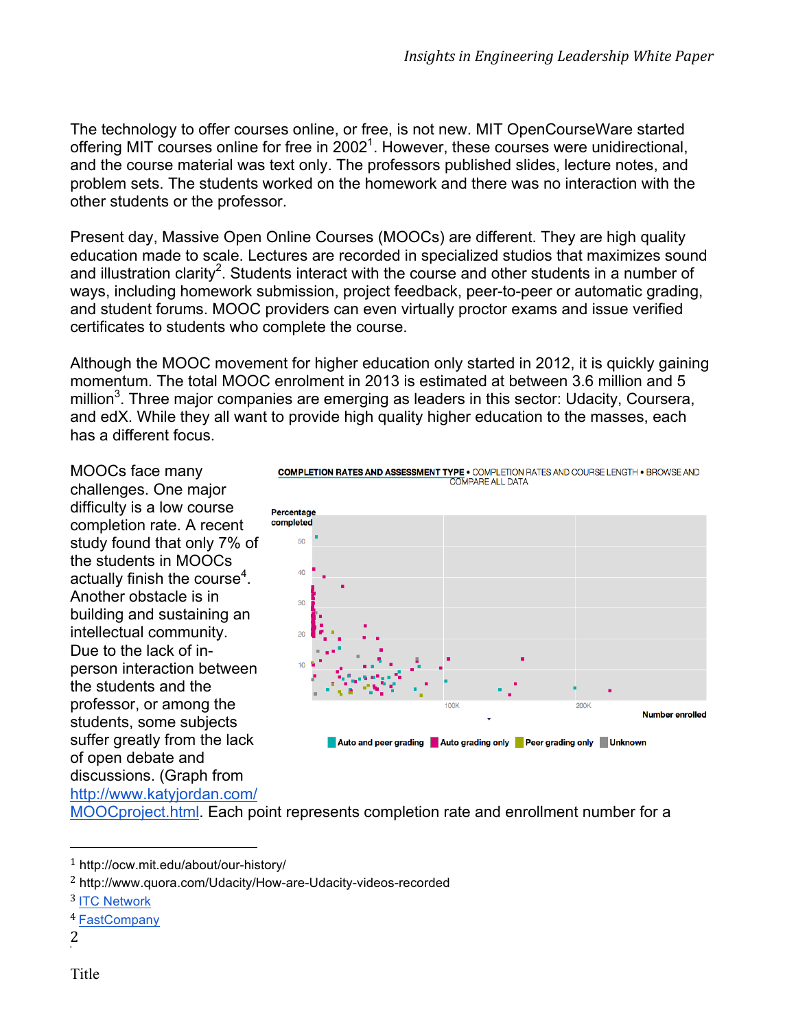The technology to offer courses online, or free, is not new. MIT OpenCourseWare started offering MIT courses online for free in 2002[1]. However, these courses were unidirectional, and the course material was text only. The professors published slides, lecture notes, and problem sets. The students worked on the homework and there was no interaction with the other students or the professor.

Present day, Massive Open Online Courses (MOOCs) are different. They are high quality education made to scale. Lectures are recorded in specialized studios that maximizes sound and illustration clarity[2]. Students interact with the course and other students in a number of ways, including homework submission, project feedback, peer-to-peer or automatic grading, and student forums. MOOC providers can even virtually proctor exams and issue verified certificates to students who complete the course.

Although the MOOC movement for higher education only started in 2012, it is quickly gaining momentum. The total MOOC enrolment in 2013 is estimated at between 3.6 million and 5 million[3]. Three major companies are emerging as leaders in this sector: Udacity, Coursera, and edX. While they all want to provide high quality higher education to the masses, each has a different focus.

MOOCs face many challenges. One major difficulty is a low course completion rate. A recent study found that only 7% of the students in MOOCs actually finish the course[4]. Another obstacle is in building and sustaining an intellectual community. Due to the lack of in-person interaction between the students and the professor, or among the students, some subjects suffer greatly from the lack of open debate and discussions. (Graph from [http://www.katyjordan.com/MOOCproject.html](http://www.katyjordan.com/MOOCproject.html). Each point represents completion rate and enrollment number for a

**COMPLETION RATES AND ASSESSMENT TYPE** • COMPLETION RATES AND COURSE LENGTH • BROWSE AND COMPARE ALL DATA

Percentage completed — Number enrolled

Auto and peer grading | Auto grading only | Peer grading only | Unknown

---

[1] http://ocw.mit.edu/about/our-history/

[2] http://www.quora.com/Udacity/How-are-Udacity-videos-recorded

[3] ITC Network

[4] FastCompany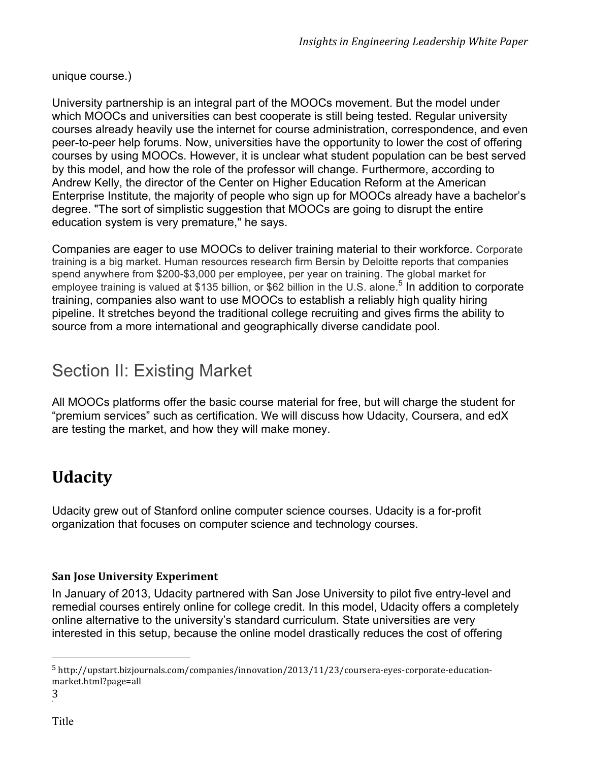unique course.)

University partnership is an integral part of the MOOCs movement. But the model under which MOOCs and universities can best cooperate is still being tested. Regular university courses already heavily use the internet for course administration, correspondence, and even peer-to-peer help forums. Now, universities have the opportunity to lower the cost of offering courses by using MOOCs. However, it is unclear what student population can be best served by this model, and how the role of the professor will change. Furthermore, according to Andrew Kelly, the director of the Center on Higher Education Reform at the American Enterprise Institute, the majority of people who sign up for MOOCs already have a bachelor's degree. "The sort of simplistic suggestion that MOOCs are going to disrupt the entire education system is very premature," he says.

Companies are eager to use MOOCs to deliver training material to their workforce. Corporate training is a big market. Human resources research firm Bersin by Deloitte reports that companies spend anywhere from $200-$3,000 per employee, per year on training. The global market for employee training is valued at $135 billion, or $62 billion in the U.S. alone.[5] In addition to corporate training, companies also want to use MOOCs to establish a reliably high quality hiring pipeline. It stretches beyond the traditional college recruiting and gives firms the ability to source from a more international and geographically diverse candidate pool.

# Section II: Existing Market

All MOOCs platforms offer the basic course material for free, but will charge the student for "premium services" such as certification. We will discuss how Udacity, Coursera, and edX are testing the market, and how they will make money.

## Udacity

Udacity grew out of Stanford online computer science courses. Udacity is a for-profit organization that focuses on computer science and technology courses.

### San Jose University Experiment

In January of 2013, Udacity partnered with San Jose University to pilot five entry-level and remedial courses entirely online for college credit. In this model, Udacity offers a completely online alternative to the university's standard curriculum. State universities are very interested in this setup, because the online model drastically reduces the cost of offering

[5] http://upstart.bizjournals.com/companies/innovation/2013/11/23/coursera-eyes-corporate-education-market.html?page=all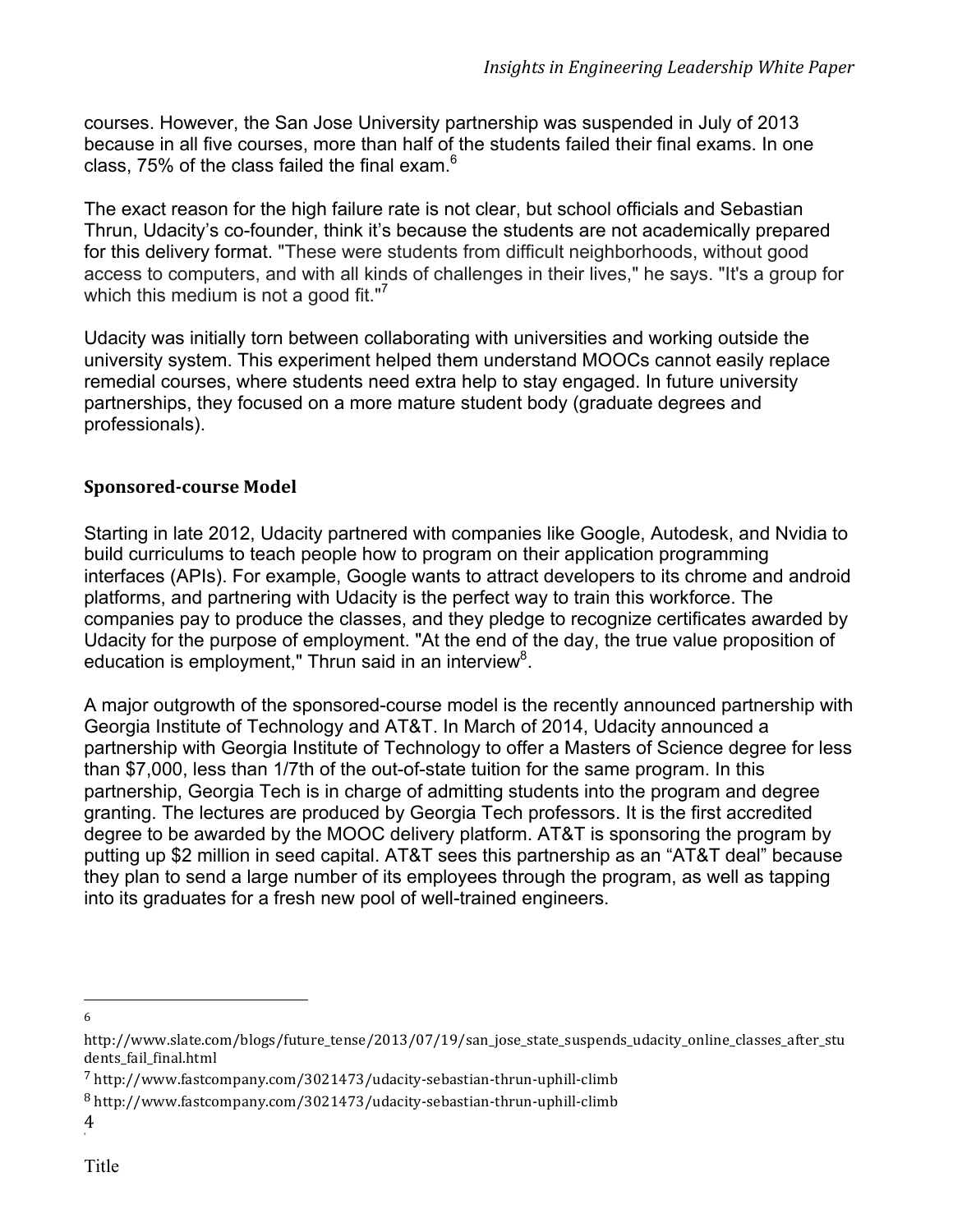courses. However, the San Jose University partnership was suspended in July of 2013 because in all five courses, more than half of the students failed their final exams. In one class, 75% of the class failed the final exam.[6]

The exact reason for the high failure rate is not clear, but school officials and Sebastian Thrun, Udacity's co-founder, think it's because the students are not academically prepared for this delivery format. "These were students from difficult neighborhoods, without good access to computers, and with all kinds of challenges in their lives," he says. "It's a group for which this medium is not a good fit."[7]

Udacity was initially torn between collaborating with universities and working outside the university system. This experiment helped them understand MOOCs cannot easily replace remedial courses, where students need extra help to stay engaged. In future university partnerships, they focused on a more mature student body (graduate degrees and professionals).

### Sponsored-course Model

Starting in late 2012, Udacity partnered with companies like Google, Autodesk, and Nvidia to build curriculums to teach people how to program on their application programming interfaces (APIs). For example, Google wants to attract developers to its chrome and android platforms, and partnering with Udacity is the perfect way to train this workforce. The companies pay to produce the classes, and they pledge to recognize certificates awarded by Udacity for the purpose of employment. "At the end of the day, the true value proposition of education is employment," Thrun said in an interview[8].

A major outgrowth of the sponsored-course model is the recently announced partnership with Georgia Institute of Technology and AT&T. In March of 2014, Udacity announced a partnership with Georgia Institute of Technology to offer a Masters of Science degree for less than $7,000, less than 1/7th of the out-of-state tuition for the same program. In this partnership, Georgia Tech is in charge of admitting students into the program and degree granting. The lectures are produced by Georgia Tech professors. It is the first accredited degree to be awarded by the MOOC delivery platform. AT&T is sponsoring the program by putting up $2 million in seed capital. AT&T sees this partnership as an "AT&T deal" because they plan to send a large number of its employees through the program, as well as tapping into its graduates for a fresh new pool of well-trained engineers.

---

[6] http://www.slate.com/blogs/future_tense/2013/07/19/san_jose_state_suspends_udacity_online_classes_after_students_fail_final.html

[7] http://www.fastcompany.com/3021473/udacity-sebastian-thrun-uphill-climb

[8] http://www.fastcompany.com/3021473/udacity-sebastian-thrun-uphill-climb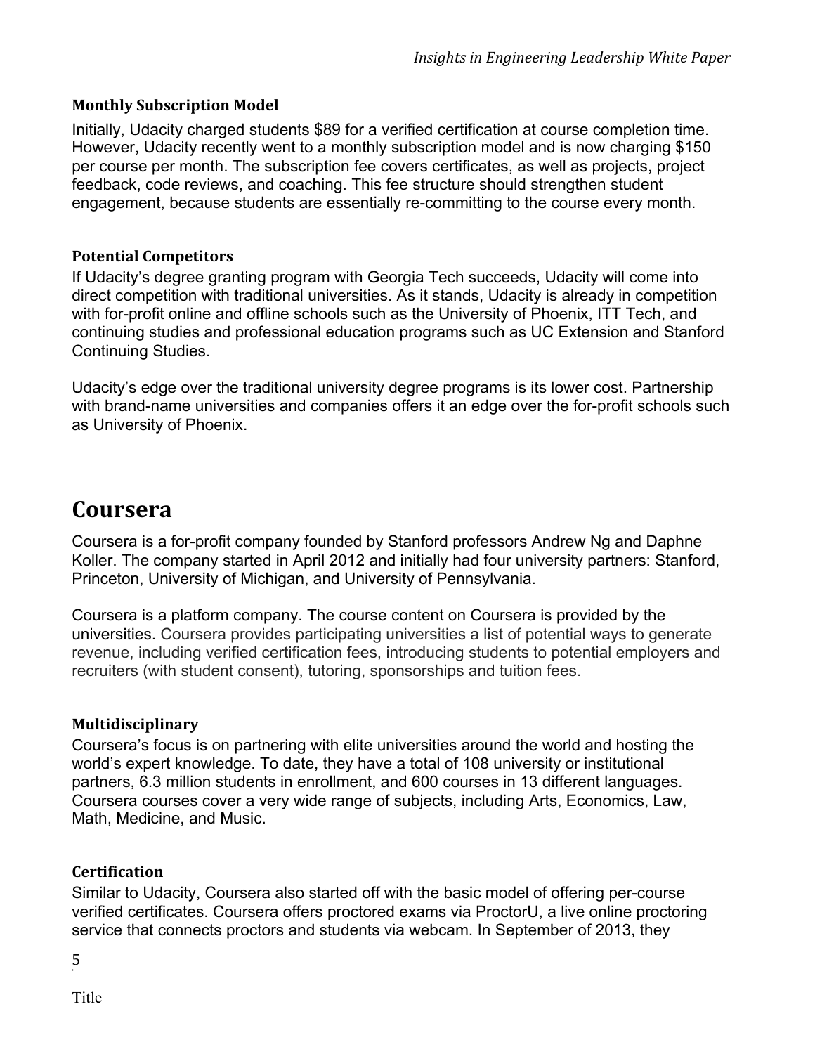### Monthly Subscription Model

Initially, Udacity charged students $89 for a verified certification at course completion time. However, Udacity recently went to a monthly subscription model and is now charging $150 per course per month. The subscription fee covers certificates, as well as projects, project feedback, code reviews, and coaching. This fee structure should strengthen student engagement, because students are essentially re-committing to the course every month.

### Potential Competitors

If Udacity's degree granting program with Georgia Tech succeeds, Udacity will come into direct competition with traditional universities. As it stands, Udacity is already in competition with for-profit online and offline schools such as the University of Phoenix, ITT Tech, and continuing studies and professional education programs such as UC Extension and Stanford Continuing Studies.

Udacity's edge over the traditional university degree programs is its lower cost. Partnership with brand-name universities and companies offers it an edge over the for-profit schools such as University of Phoenix.

## Coursera

Coursera is a for-profit company founded by Stanford professors Andrew Ng and Daphne Koller. The company started in April 2012 and initially had four university partners: Stanford, Princeton, University of Michigan, and University of Pennsylvania.

Coursera is a platform company. The course content on Coursera is provided by the universities. Coursera provides participating universities a list of potential ways to generate revenue, including verified certification fees, introducing students to potential employers and recruiters (with student consent), tutoring, sponsorships and tuition fees.

### Multidisciplinary

Coursera's focus is on partnering with elite universities around the world and hosting the world's expert knowledge. To date, they have a total of 108 university or institutional partners, 6.3 million students in enrollment, and 600 courses in 13 different languages. Coursera courses cover a very wide range of subjects, including Arts, Economics, Law, Math, Medicine, and Music.

### Certification

Similar to Udacity, Coursera also started off with the basic model of offering per-course verified certificates. Coursera offers proctored exams via ProctorU, a live online proctoring service that connects proctors and students via webcam. In September of 2013, they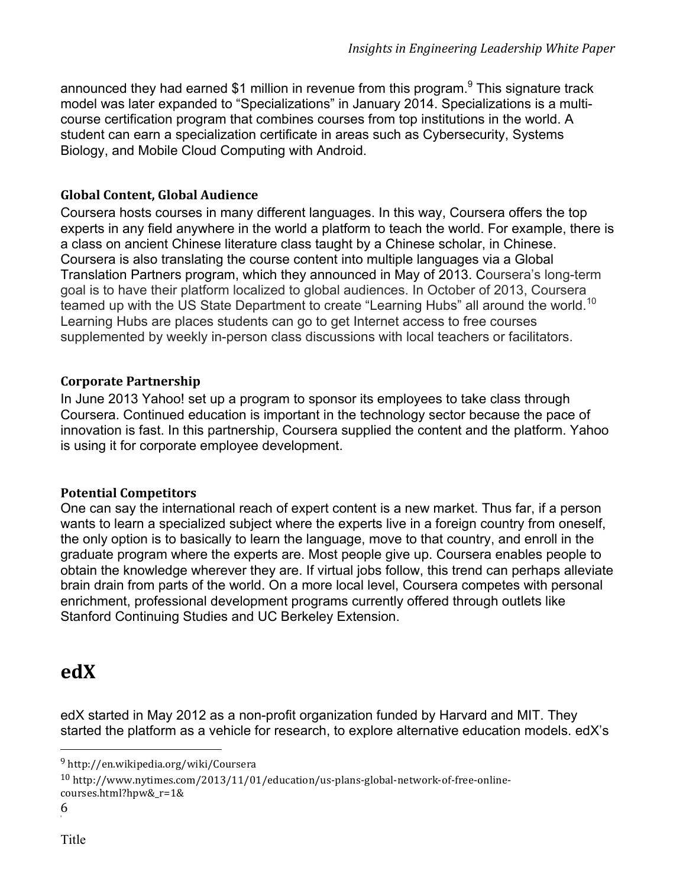announced they had earned $1 million in revenue from this program.[9] This signature track model was later expanded to "Specializations" in January 2014. Specializations is a multi-course certification program that combines courses from top institutions in the world. A student can earn a specialization certificate in areas such as Cybersecurity, Systems Biology, and Mobile Cloud Computing with Android.

### Global Content, Global Audience

Coursera hosts courses in many different languages. In this way, Coursera offers the top experts in any field anywhere in the world a platform to teach the world. For example, there is a class on ancient Chinese literature class taught by a Chinese scholar, in Chinese. Coursera is also translating the course content into multiple languages via a Global Translation Partners program, which they announced in May of 2013. Coursera's long-term goal is to have their platform localized to global audiences. In October of 2013, Coursera teamed up with the US State Department to create "Learning Hubs" all around the world.[10] Learning Hubs are places students can go to get Internet access to free courses supplemented by weekly in-person class discussions with local teachers or facilitators.

### Corporate Partnership

In June 2013 Yahoo! set up a program to sponsor its employees to take class through Coursera. Continued education is important in the technology sector because the pace of innovation is fast. In this partnership, Coursera supplied the content and the platform. Yahoo is using it for corporate employee development.

### Potential Competitors

One can say the international reach of expert content is a new market. Thus far, if a person wants to learn a specialized subject where the experts live in a foreign country from oneself, the only option is to basically to learn the language, move to that country, and enroll in the graduate program where the experts are. Most people give up. Coursera enables people to obtain the knowledge wherever they are. If virtual jobs follow, this trend can perhaps alleviate brain drain from parts of the world. On a more local level, Coursera competes with personal enrichment, professional development programs currently offered through outlets like Stanford Continuing Studies and UC Berkeley Extension.

## edX

edX started in May 2012 as a non-profit organization funded by Harvard and MIT. They started the platform as a vehicle for research, to explore alternative education models. edX's

---

[9] http://en.wikipedia.org/wiki/Coursera

[10] http://www.nytimes.com/2013/11/01/education/us-plans-global-network-of-free-online-courses.html?hpw&_r=1&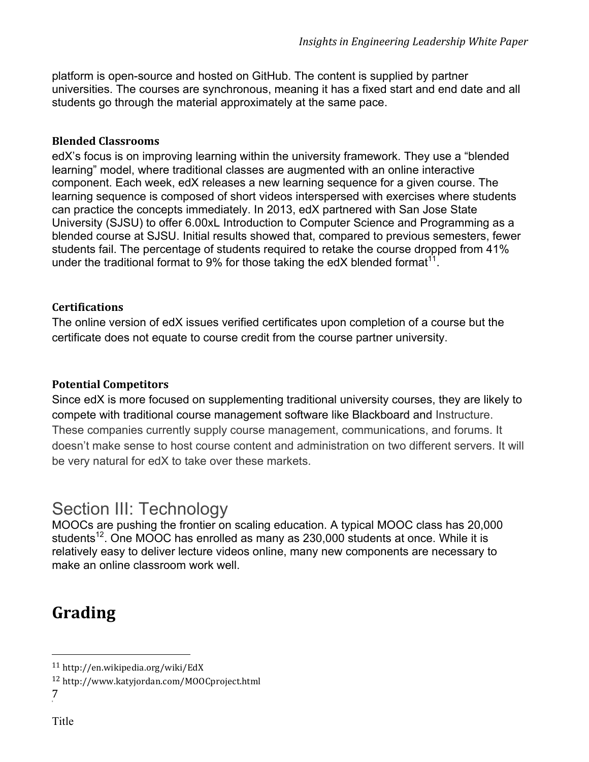platform is open-source and hosted on GitHub. The content is supplied by partner universities. The courses are synchronous, meaning it has a fixed start and end date and all students go through the material approximately at the same pace.

### Blended Classrooms

edX's focus is on improving learning within the university framework. They use a "blended learning" model, where traditional classes are augmented with an online interactive component. Each week, edX releases a new learning sequence for a given course. The learning sequence is composed of short videos interspersed with exercises where students can practice the concepts immediately. In 2013, edX partnered with San Jose State University (SJSU) to offer 6.00xL Introduction to Computer Science and Programming as a blended course at SJSU. Initial results showed that, compared to previous semesters, fewer students fail. The percentage of students required to retake the course dropped from 41% under the traditional format to 9% for those taking the edX blended format[11].

### Certifications

The online version of edX issues verified certificates upon completion of a course but the certificate does not equate to course credit from the course partner university.

### Potential Competitors

Since edX is more focused on supplementing traditional university courses, they are likely to compete with traditional course management software like Blackboard and Instructure. These companies currently supply course management, communications, and forums. It doesn't make sense to host course content and administration on two different servers. It will be very natural for edX to take over these markets.

# Section III: Technology

MOOCs are pushing the frontier on scaling education. A typical MOOC class has 20,000 students[12]. One MOOC has enrolled as many as 230,000 students at once. While it is relatively easy to deliver lecture videos online, many new components are necessary to make an online classroom work well.

## Grading

---

[11] http://en.wikipedia.org/wiki/EdX

[12] http://www.katyjordan.com/MOOCproject.html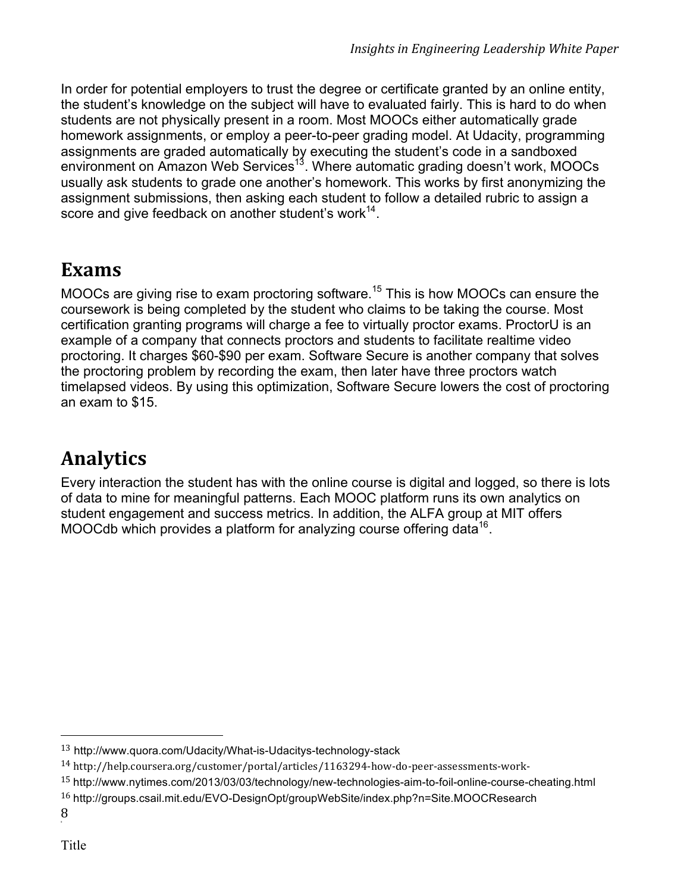In order for potential employers to trust the degree or certificate granted by an online entity, the student's knowledge on the subject will have to evaluated fairly. This is hard to do when students are not physically present in a room. Most MOOCs either automatically grade homework assignments, or employ a peer-to-peer grading model. At Udacity, programming assignments are graded automatically by executing the student's code in a sandboxed environment on Amazon Web Services[13]. Where automatic grading doesn't work, MOOCs usually ask students to grade one another's homework. This works by first anonymizing the assignment submissions, then asking each student to follow a detailed rubric to assign a score and give feedback on another student's work[14].

## Exams

MOOCs are giving rise to exam proctoring software.[15] This is how MOOCs can ensure the coursework is being completed by the student who claims to be taking the course. Most certification granting programs will charge a fee to virtually proctor exams. ProctorU is an example of a company that connects proctors and students to facilitate realtime video proctoring. It charges $60-$90 per exam. Software Secure is another company that solves the proctoring problem by recording the exam, then later have three proctors watch timelapsed videos. By using this optimization, Software Secure lowers the cost of proctoring an exam to $15.

## Analytics

Every interaction the student has with the online course is digital and logged, so there is lots of data to mine for meaningful patterns. Each MOOC platform runs its own analytics on student engagement and success metrics. In addition, the ALFA group at MIT offers MOOCdb which provides a platform for analyzing course offering data[16].

---

[13] http://www.quora.com/Udacity/What-is-Udacitys-technology-stack

[14] http://help.coursera.org/customer/portal/articles/1163294-how-do-peer-assessments-work-

[15] http://www.nytimes.com/2013/03/03/technology/new-technologies-aim-to-foil-online-course-cheating.html

[16] http://groups.csail.mit.edu/EVO-DesignOpt/groupWebSite/index.php?n=Site.MOOCResearch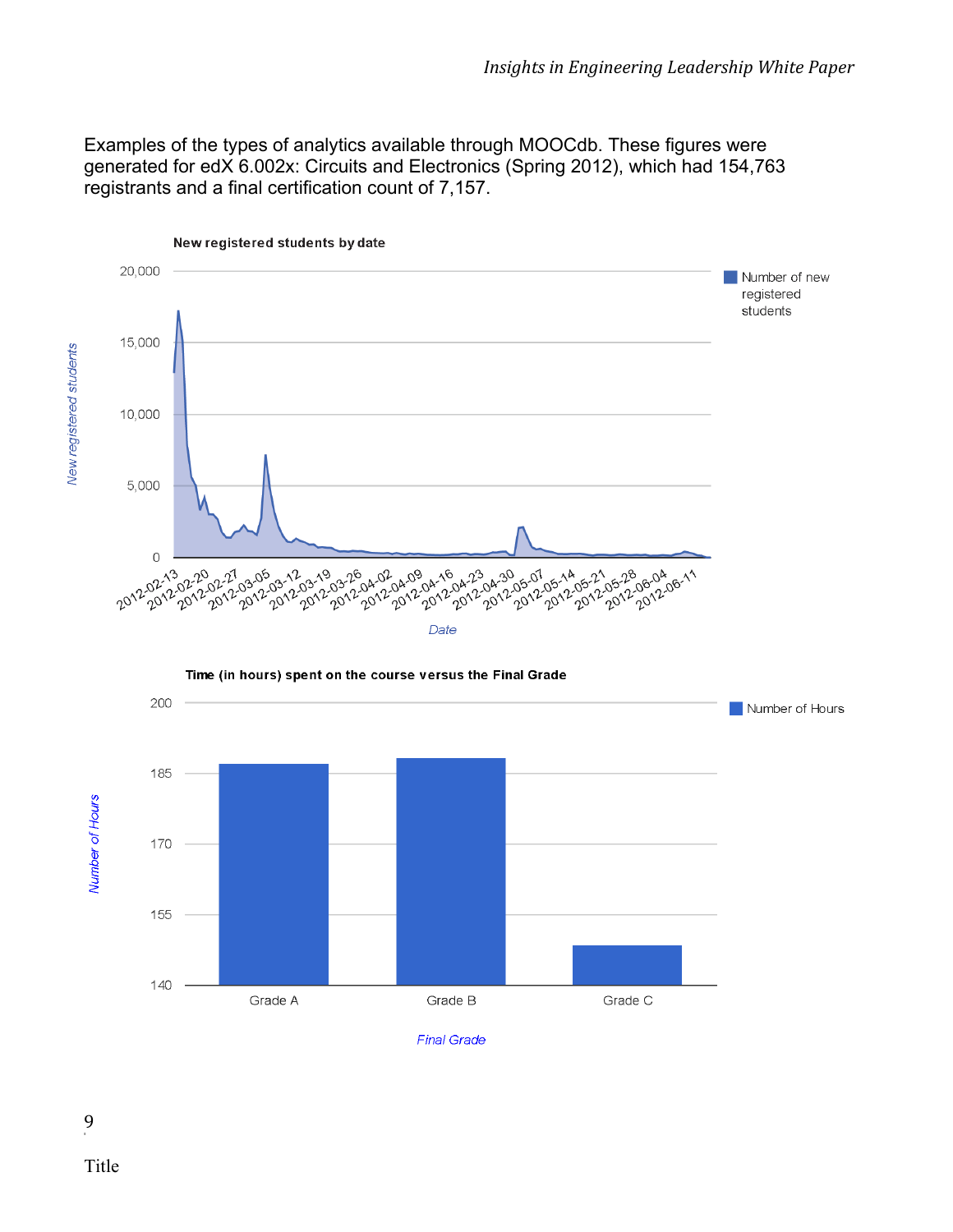Examples of the types of analytics available through MOOCdb. These figures were generated for edX 6.002x: Circuits and Electronics (Spring 2012), which had 154,763 registrants and a final certification count of 7,157.

**New registered students by date**

**Time (in hours) spent on the course versus the Final Grade**

Title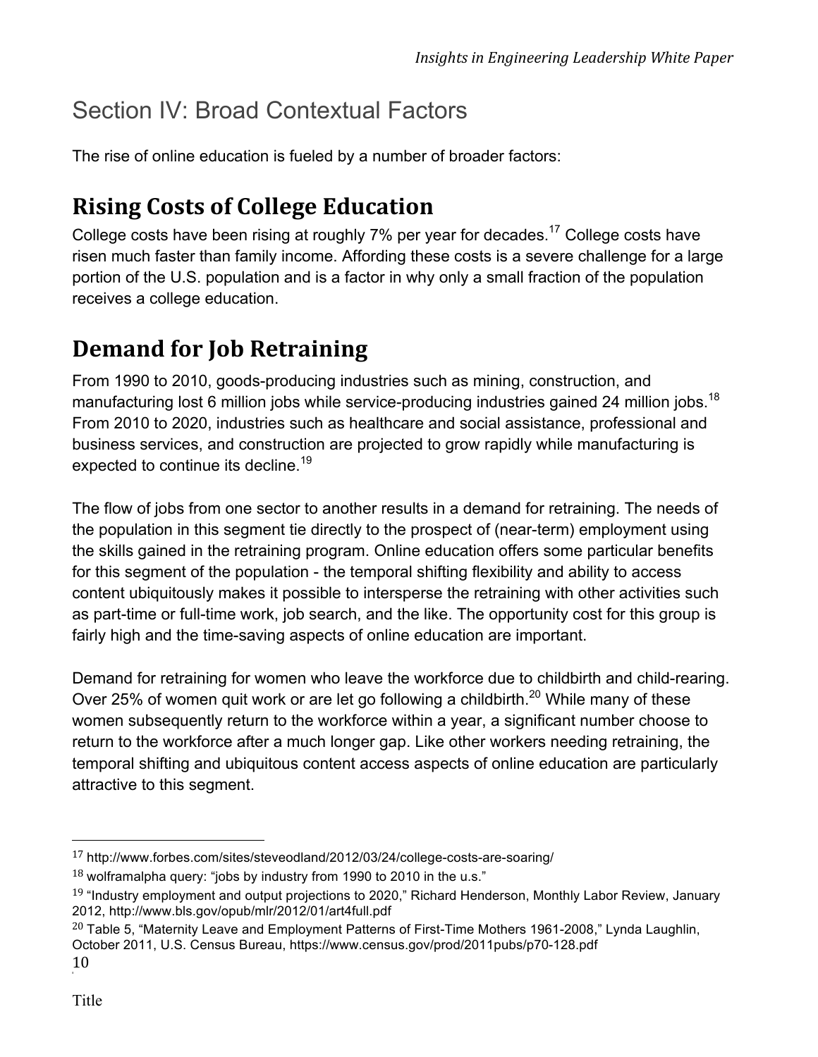# Section IV: Broad Contextual Factors

The rise of online education is fueled by a number of broader factors:

## Rising Costs of College Education

College costs have been rising at roughly 7% per year for decades.[17] College costs have risen much faster than family income. Affording these costs is a severe challenge for a large portion of the U.S. population and is a factor in why only a small fraction of the population receives a college education.

## Demand for Job Retraining

From 1990 to 2010, goods-producing industries such as mining, construction, and manufacturing lost 6 million jobs while service-producing industries gained 24 million jobs.[18] From 2010 to 2020, industries such as healthcare and social assistance, professional and business services, and construction are projected to grow rapidly while manufacturing is expected to continue its decline.[19]

The flow of jobs from one sector to another results in a demand for retraining. The needs of the population in this segment tie directly to the prospect of (near-term) employment using the skills gained in the retraining program. Online education offers some particular benefits for this segment of the population - the temporal shifting flexibility and ability to access content ubiquitously makes it possible to intersperse the retraining with other activities such as part-time or full-time work, job search, and the like. The opportunity cost for this group is fairly high and the time-saving aspects of online education are important.

Demand for retraining for women who leave the workforce due to childbirth and child-rearing. Over 25% of women quit work or are let go following a childbirth.[20] While many of these women subsequently return to the workforce within a year, a significant number choose to return to the workforce after a much longer gap. Like other workers needing retraining, the temporal shifting and ubiquitous content access aspects of online education are particularly attractive to this segment.

---

[17] http://www.forbes.com/sites/steveodland/2012/03/24/college-costs-are-soaring/

[18] wolframalpha query: "jobs by industry from 1990 to 2010 in the u.s."

[19] "Industry employment and output projections to 2020," Richard Henderson, Monthly Labor Review, January 2012, http://www.bls.gov/opub/mlr/2012/01/art4full.pdf

[20] Table 5, "Maternity Leave and Employment Patterns of First-Time Mothers 1961-2008," Lynda Laughlin, October 2011, U.S. Census Bureau, https://www.census.gov/prod/2011pubs/p70-128.pdf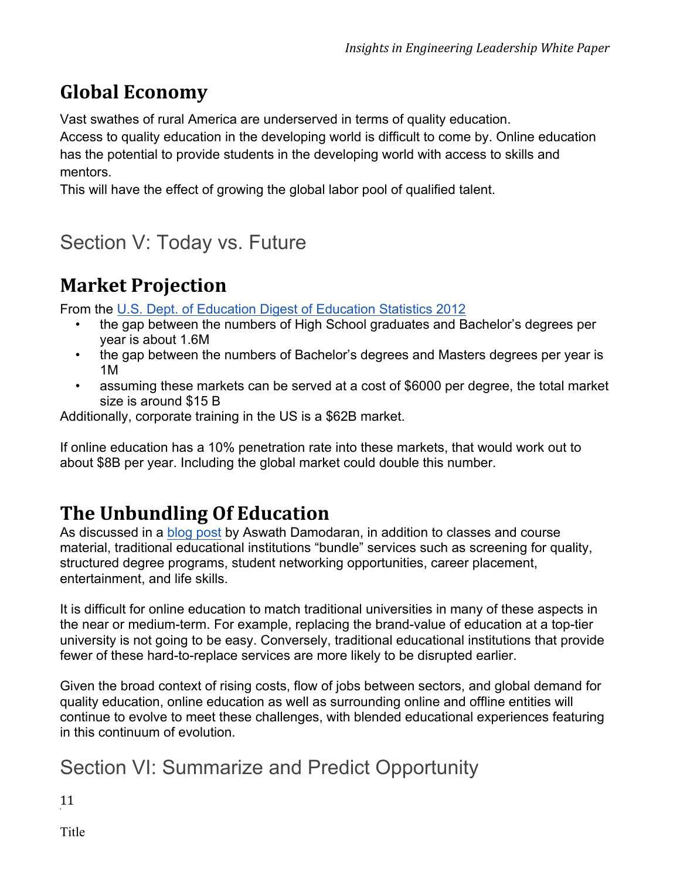## Global Economy

Vast swathes of rural America are underserved in terms of quality education.
Access to quality education in the developing world is difficult to come by. Online education has the potential to provide students in the developing world with access to skills and mentors.
This will have the effect of growing the global labor pool of qualified talent.

# Section V: Today vs. Future

## Market Projection

From the [U.S. Dept. of Education Digest of Education Statistics 2012]

- the gap between the numbers of High School graduates and Bachelor's degrees per year is about 1.6M
- the gap between the numbers of Bachelor's degrees and Masters degrees per year is 1M
- assuming these markets can be served at a cost of $6000 per degree, the total market size is around $15 B

Additionally, corporate training in the US is a $62B market.

If online education has a 10% penetration rate into these markets, that would work out to about $8B per year. Including the global market could double this number.

## The Unbundling Of Education

As discussed in a [blog post] by Aswath Damodaran, in addition to classes and course material, traditional educational institutions "bundle" services such as screening for quality, structured degree programs, student networking opportunities, career placement, entertainment, and life skills.

It is difficult for online education to match traditional universities in many of these aspects in the near or medium-term. For example, replacing the brand-value of education at a top-tier university is not going to be easy. Conversely, traditional educational institutions that provide fewer of these hard-to-replace services are more likely to be disrupted earlier.

Given the broad context of rising costs, flow of jobs between sectors, and global demand for quality education, online education as well as surrounding online and offline entities will continue to evolve to meet these challenges, with blended educational experiences featuring in this continuum of evolution.

# Section VI: Summarize and Predict Opportunity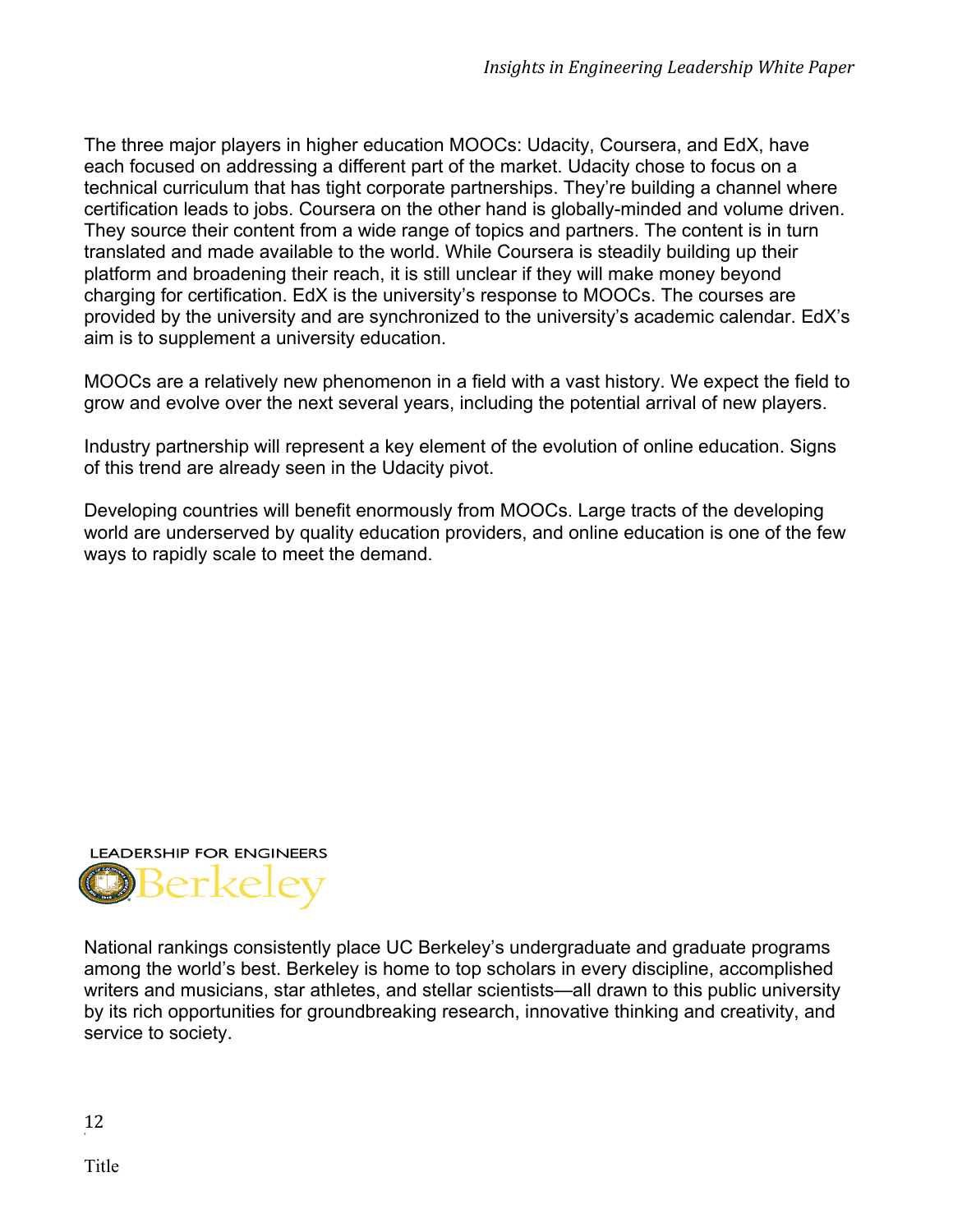The three major players in higher education MOOCs: Udacity, Coursera, and EdX, have each focused on addressing a different part of the market. Udacity chose to focus on a technical curriculum that has tight corporate partnerships. They're building a channel where certification leads to jobs. Coursera on the other hand is globally-minded and volume driven. They source their content from a wide range of topics and partners. The content is in turn translated and made available to the world. While Coursera is steadily building up their platform and broadening their reach, it is still unclear if they will make money beyond charging for certification. EdX is the university's response to MOOCs. The courses are provided by the university and are synchronized to the university's academic calendar. EdX's aim is to supplement a university education.

MOOCs are a relatively new phenomenon in a field with a vast history. We expect the field to grow and evolve over the next several years, including the potential arrival of new players.

Industry partnership will represent a key element of the evolution of online education. Signs of this trend are already seen in the Udacity pivot.

Developing countries will benefit enormously from MOOCs. Large tracts of the developing world are underserved by quality education providers, and online education is one of the few ways to rapidly scale to meet the demand.

LEADERSHIP FOR ENGINEERS

Berkeley

National rankings consistently place UC Berkeley's undergraduate and graduate programs among the world's best. Berkeley is home to top scholars in every discipline, accomplished writers and musicians, star athletes, and stellar scientists—all drawn to this public university by its rich opportunities for groundbreaking research, innovative thinking and creativity, and service to society.

Title